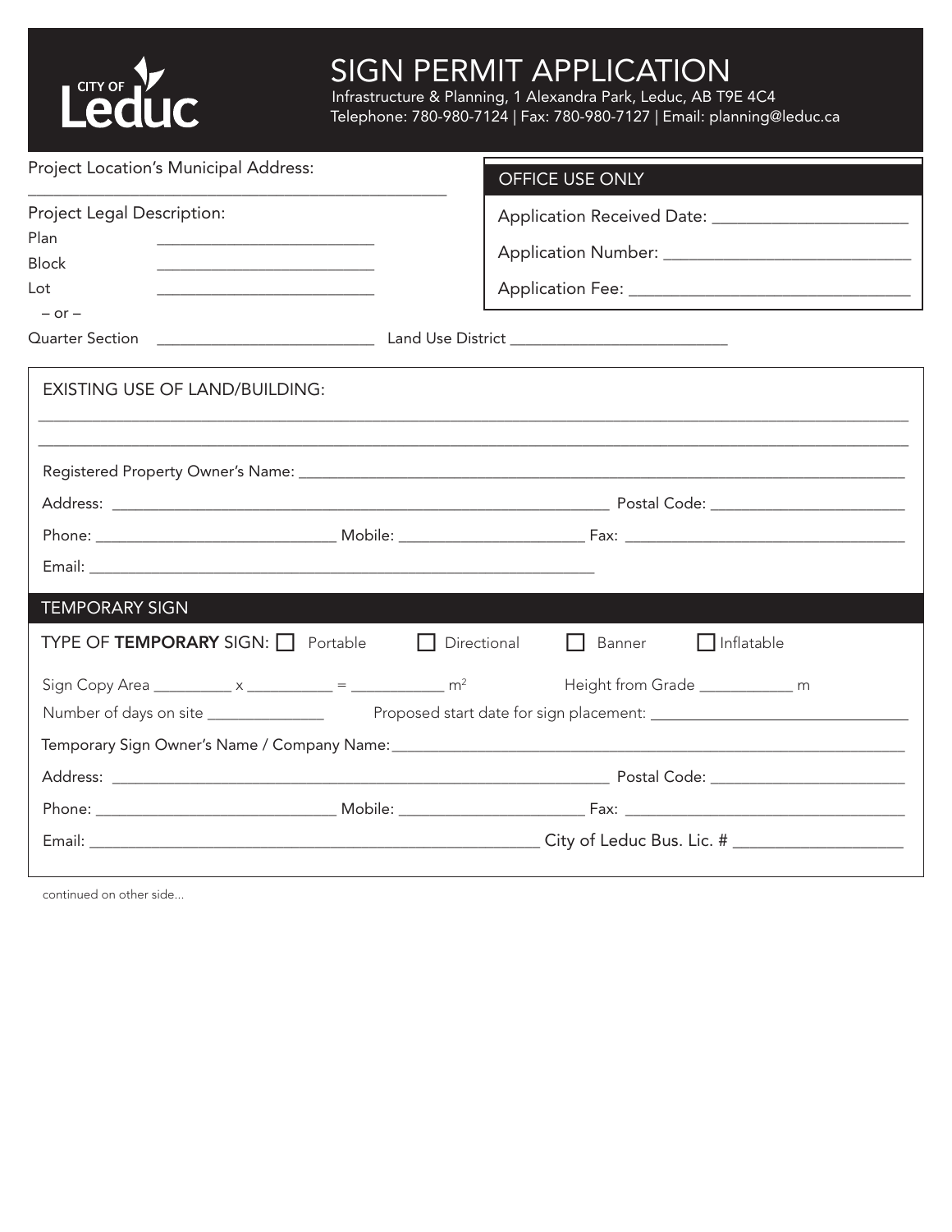CITY OF Leduc

# SIGN PERMIT APPLICATION

Infrastructure & Planning, 1 Alexandra Park, Leduc, AB T9E 4C4
Telephone: 780-980-7124 | Fax: 780-980-7127 | Email: planning@leduc.ca

Project Location's Municipal Address: ______________________________

Project Legal Description:

Plan ______________________

Block ______________________

Lot ______________________

– or –

Quarter Section ______________________ Land Use District ______________________

## OFFICE USE ONLY

Application Received Date: ______________________

Application Number: ______________________

Application Fee: ______________________

## EXISTING USE OF LAND/BUILDING:

______________________________________________________________________

______________________________________________________________________

Registered Property Owner's Name: ______________________________________________

Address: ______________________________________________ Postal Code: ______________________

Phone: ______________________ Mobile: ______________________ Fax: ______________________

Email: ______________________________________________

## TEMPORARY SIGN

TYPE OF **TEMPORARY** SIGN: ☐ Portable ☐ Directional ☐ Banner ☐ Inflatable

Sign Copy Area __________ x __________ = __________ $m^2$ Height from Grade __________ m

Number of days on site ______________ Proposed start date for sign placement: ______________________

Temporary Sign Owner's Name / Company Name: ______________________________________________

Address: ______________________________________________ Postal Code: ______________________

Phone: ______________________ Mobile: ______________________ Fax: ______________________

Email: ______________________________________________ City of Leduc Bus. Lic. # ______________________

continued on other side...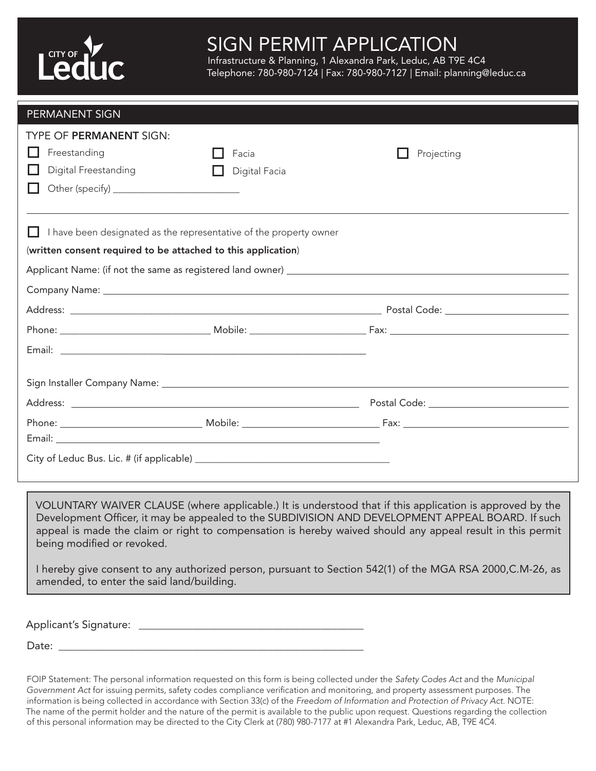# SIGN PERMIT APPLICATION

Infrastructure & Planning, 1 Alexandra Park, Leduc, AB T9E 4C4
Telephone: 780-980-7124 | Fax: 780-980-7127 | Email: planning@leduc.ca

## PERMANENT SIGN

TYPE OF **PERMANENT** SIGN:

- ☐ Freestanding
- ☐ Facia
- ☐ Projecting
- ☐ Digital Freestanding
- ☐ Digital Facia
- ☐ Other (specify) ________________________

☐ I have been designated as the representative of the property owner

(**written consent required to be attached to this application**)

Applicant Name: (if not the same as registered land owner) ______________________________

Company Name: ______________________________

Address: ______________________________ Postal Code: ______________________

Phone: ______________________ Mobile: ______________________ Fax: ______________________

Email: ______________________________

Sign Installer Company Name: ______________________________

Address: ______________________________ Postal Code: ______________________

Phone: ______________________ Mobile: ______________________ Fax: ______________________

Email: ______________________________

City of Leduc Bus. Lic. # (if applicable) ______________________________

VOLUNTARY WAIVER CLAUSE (where applicable.) It is understood that if this application is approved by the Development Officer, it may be appealed to the SUBDIVISION AND DEVELOPMENT APPEAL BOARD. If such appeal is made the claim or right to compensation is hereby waived should any appeal result in this permit being modified or revoked.

I hereby give consent to any authorized person, pursuant to Section 542(1) of the MGA RSA 2000,C.M-26, as amended, to enter the said land/building.

Applicant's Signature: ______________________________

Date: ______________________________

FOIP Statement: The personal information requested on this form is being collected under the *Safety Codes Act* and the *Municipal Government Act* for issuing permits, safety codes compliance verification and monitoring, and property assessment purposes. The information is being collected in accordance with Section 33(c) of the *Freedom of Information and Protection of Privacy Act.* NOTE: The name of the permit holder and the nature of the permit is available to the public upon request. Questions regarding the collection of this personal information may be directed to the City Clerk at (780) 980-7177 at #1 Alexandra Park, Leduc, AB, T9E 4C4.